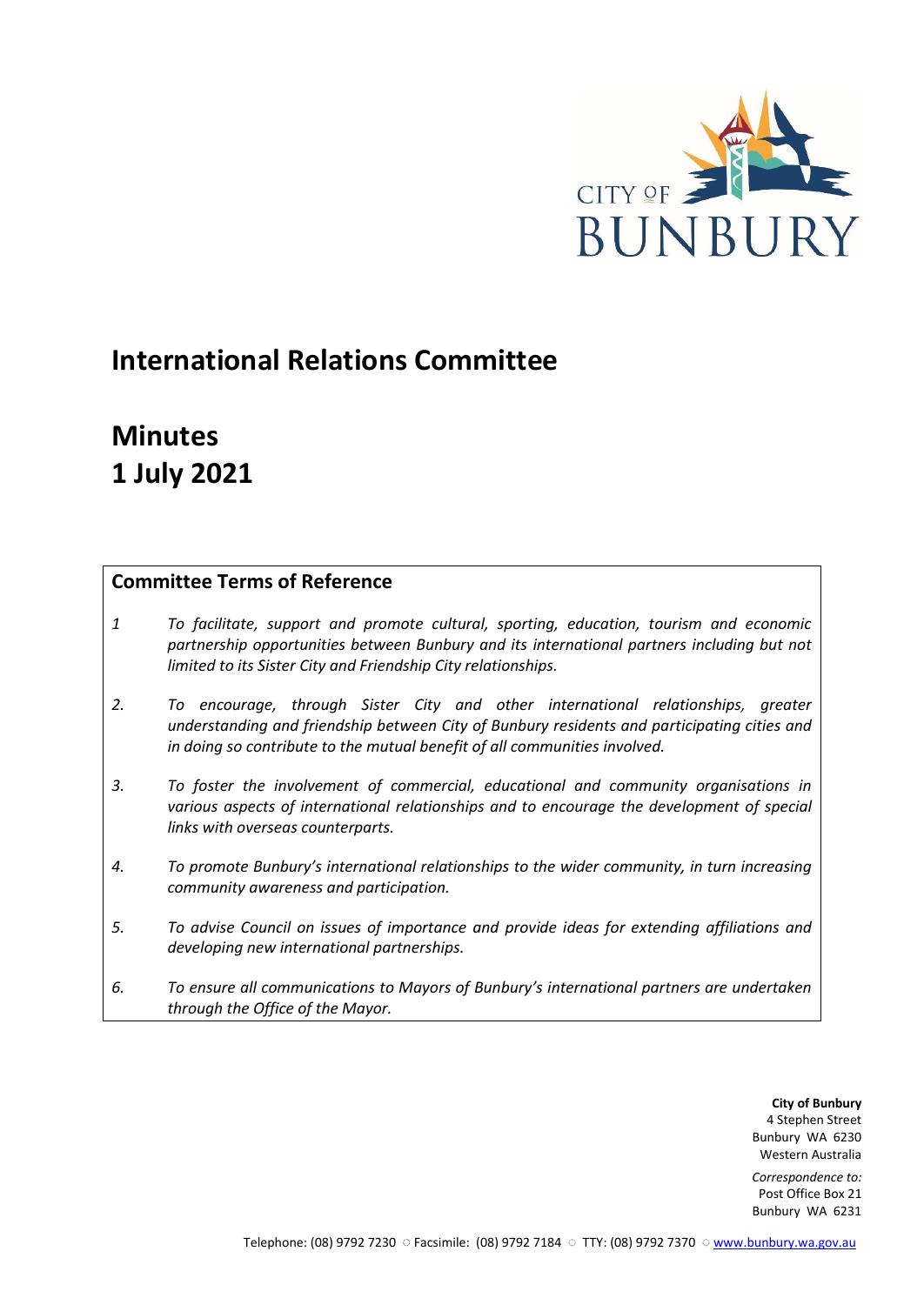CITY OF BUNBURY

# International Relations Committee

# Minutes
# 1 July 2021

## Committee Terms of Reference

*1* *To facilitate, support and promote cultural, sporting, education, tourism and economic partnership opportunities between Bunbury and its international partners including but not limited to its Sister City and Friendship City relationships.*

*2.* *To encourage, through Sister City and other international relationships, greater understanding and friendship between City of Bunbury residents and participating cities and in doing so contribute to the mutual benefit of all communities involved.*

*3.* *To foster the involvement of commercial, educational and community organisations in various aspects of international relationships and to encourage the development of special links with overseas counterparts.*

*4.* *To promote Bunbury's international relationships to the wider community, in turn increasing community awareness and participation.*

*5.* *To advise Council on issues of importance and provide ideas for extending affiliations and developing new international partnerships.*

*6.* *To ensure all communications to Mayors of Bunbury's international partners are undertaken through the Office of the Mayor.*

**City of Bunbury**
4 Stephen Street
Bunbury WA 6230
Western Australia

*Correspondence to:*
Post Office Box 21
Bunbury WA 6231

Telephone: (08) 9792 7230 ○ Facsimile: (08) 9792 7184 ○ TTY: (08) 9792 7370 ○ www.bunbury.wa.gov.au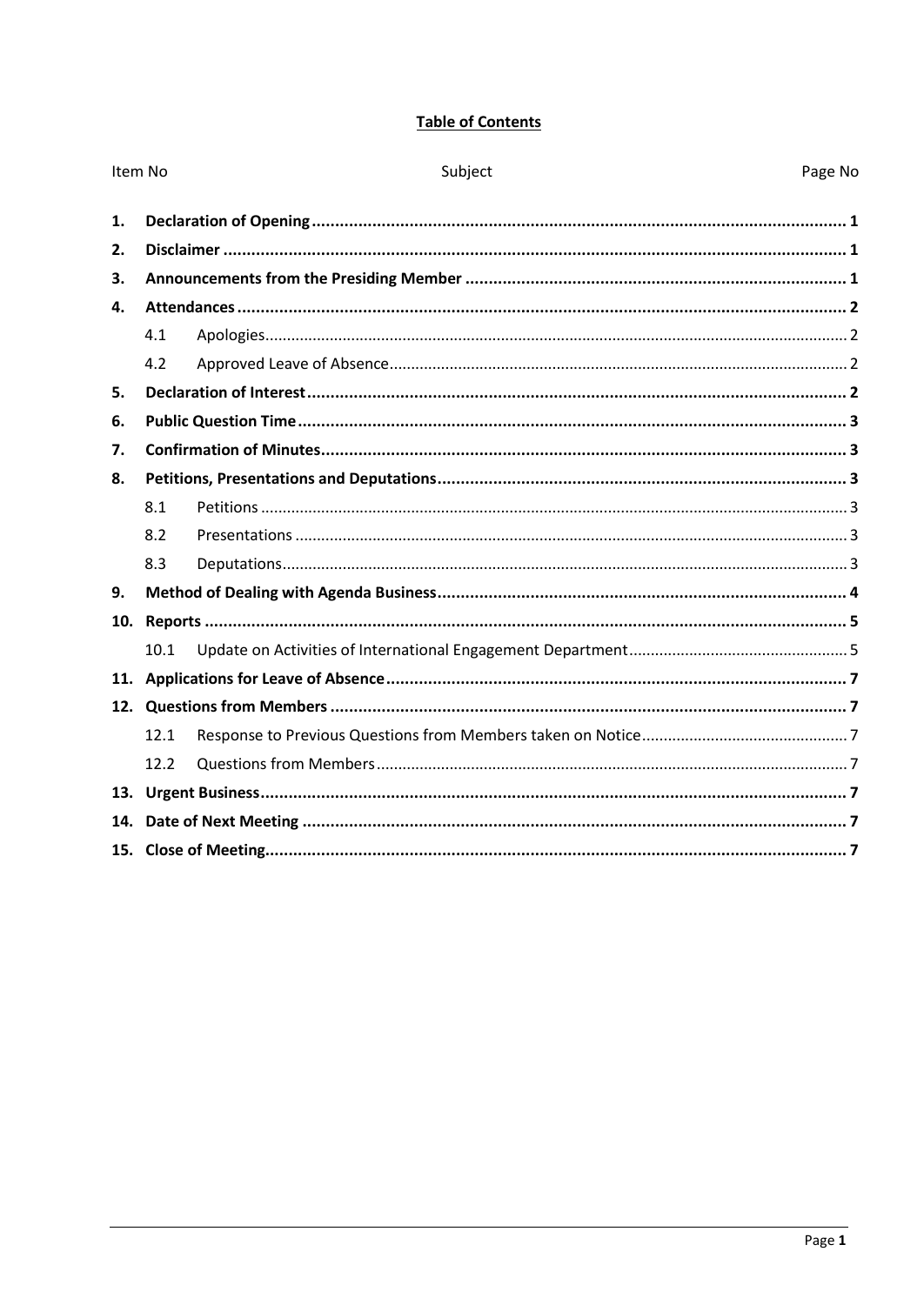**Table of Contents**

| Item No | Subject | Page No |
|---|---|---|
| **1.** | **Declaration of Opening** | **1** |
| **2.** | **Disclaimer** | **1** |
| **3.** | **Announcements from the Presiding Member** | **1** |
| **4.** | **Attendances** | **2** |
| 4.1 | Apologies | 2 |
| 4.2 | Approved Leave of Absence | 2 |
| **5.** | **Declaration of Interest** | **2** |
| **6.** | **Public Question Time** | **3** |
| **7.** | **Confirmation of Minutes** | **3** |
| **8.** | **Petitions, Presentations and Deputations** | **3** |
| 8.1 | Petitions | 3 |
| 8.2 | Presentations | 3 |
| 8.3 | Deputations | 3 |
| **9.** | **Method of Dealing with Agenda Business** | **4** |
| **10.** | **Reports** | **5** |
| 10.1 | Update on Activities of International Engagement Department | 5 |
| **11.** | **Applications for Leave of Absence** | **7** |
| **12.** | **Questions from Members** | **7** |
| 12.1 | Response to Previous Questions from Members taken on Notice | 7 |
| 12.2 | Questions from Members | 7 |
| **13.** | **Urgent Business** | **7** |
| **14.** | **Date of Next Meeting** | **7** |
| **15.** | **Close of Meeting** | **7** |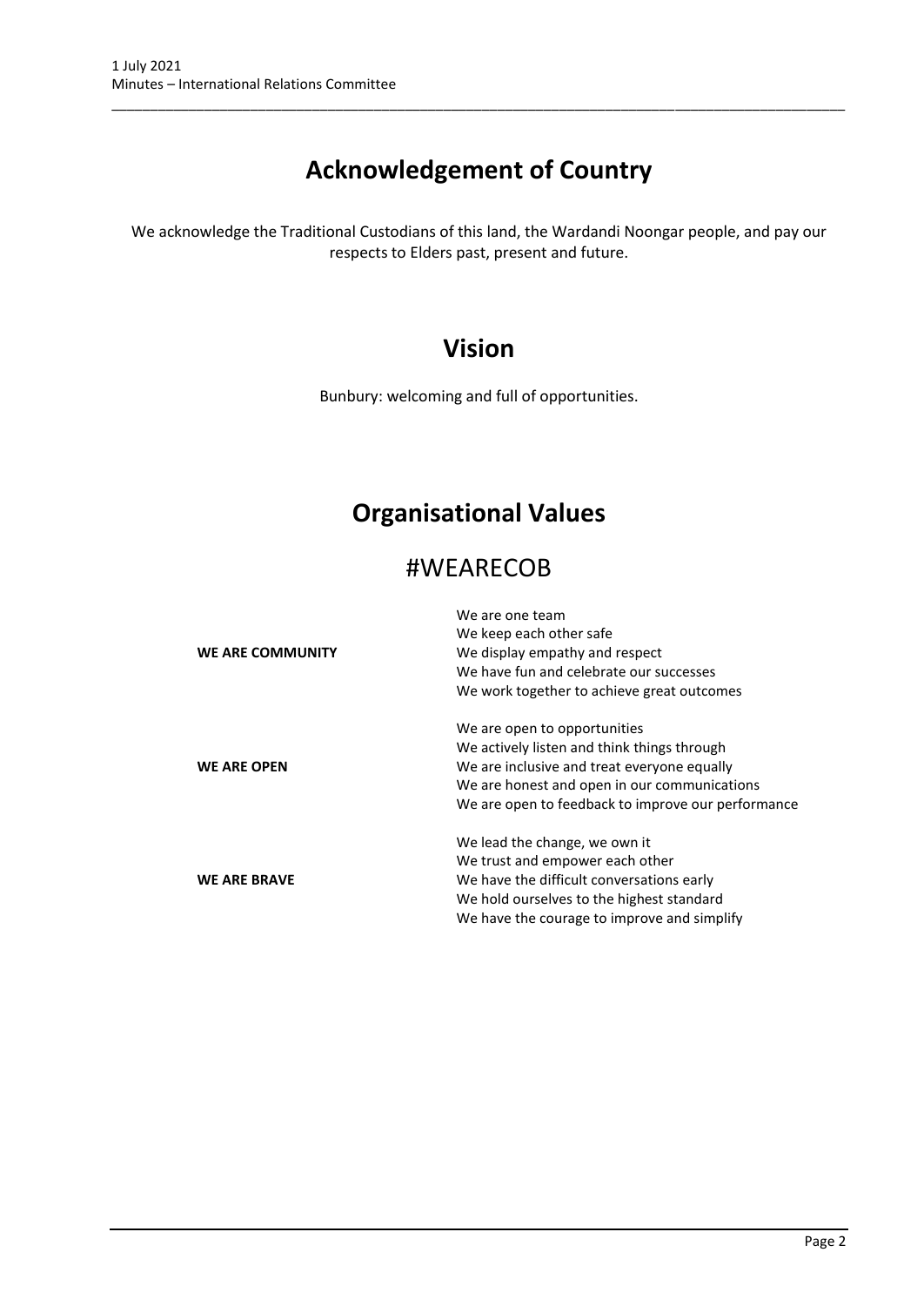# Acknowledgement of Country

We acknowledge the Traditional Custodians of this land, the Wardandi Noongar people, and pay our respects to Elders past, present and future.

# Vision

Bunbury: welcoming and full of opportunities.

# Organisational Values

## #WEARECOB

| | |
|---|---|
| **WE ARE COMMUNITY** | We are one team<br>We keep each other safe<br>We display empathy and respect<br>We have fun and celebrate our successes<br>We work together to achieve great outcomes |
| **WE ARE OPEN** | We are open to opportunities<br>We actively listen and think things through<br>We are inclusive and treat everyone equally<br>We are honest and open in our communications<br>We are open to feedback to improve our performance |
| **WE ARE BRAVE** | We lead the change, we own it<br>We trust and empower each other<br>We have the difficult conversations early<br>We hold ourselves to the highest standard<br>We have the courage to improve and simplify |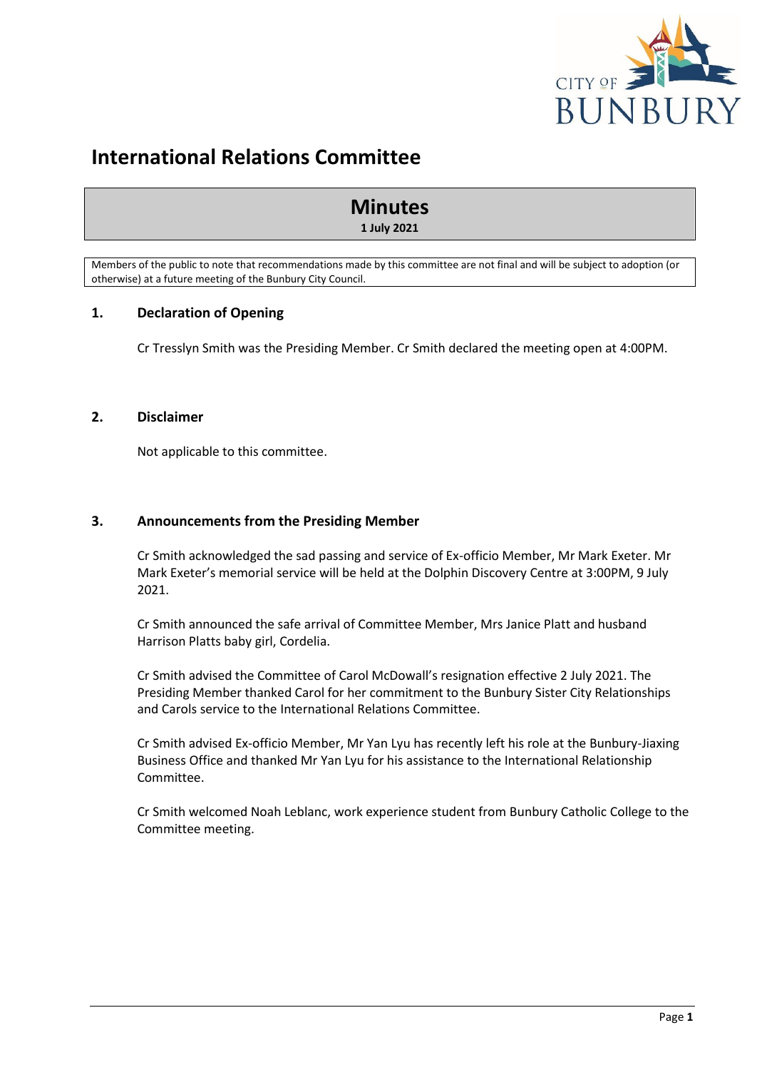# International Relations Committee

## Minutes

**1 July 2021**

Members of the public to note that recommendations made by this committee are not final and will be subject to adoption (or otherwise) at a future meeting of the Bunbury City Council.

### 1. Declaration of Opening

Cr Tresslyn Smith was the Presiding Member. Cr Smith declared the meeting open at 4:00PM.

### 2. Disclaimer

Not applicable to this committee.

### 3. Announcements from the Presiding Member

Cr Smith acknowledged the sad passing and service of Ex-officio Member, Mr Mark Exeter. Mr Mark Exeter's memorial service will be held at the Dolphin Discovery Centre at 3:00PM, 9 July 2021.

Cr Smith announced the safe arrival of Committee Member, Mrs Janice Platt and husband Harrison Platts baby girl, Cordelia.

Cr Smith advised the Committee of Carol McDowall's resignation effective 2 July 2021. The Presiding Member thanked Carol for her commitment to the Bunbury Sister City Relationships and Carols service to the International Relations Committee.

Cr Smith advised Ex-officio Member, Mr Yan Lyu has recently left his role at the Bunbury-Jiaxing Business Office and thanked Mr Yan Lyu for his assistance to the International Relationship Committee.

Cr Smith welcomed Noah Leblanc, work experience student from Bunbury Catholic College to the Committee meeting.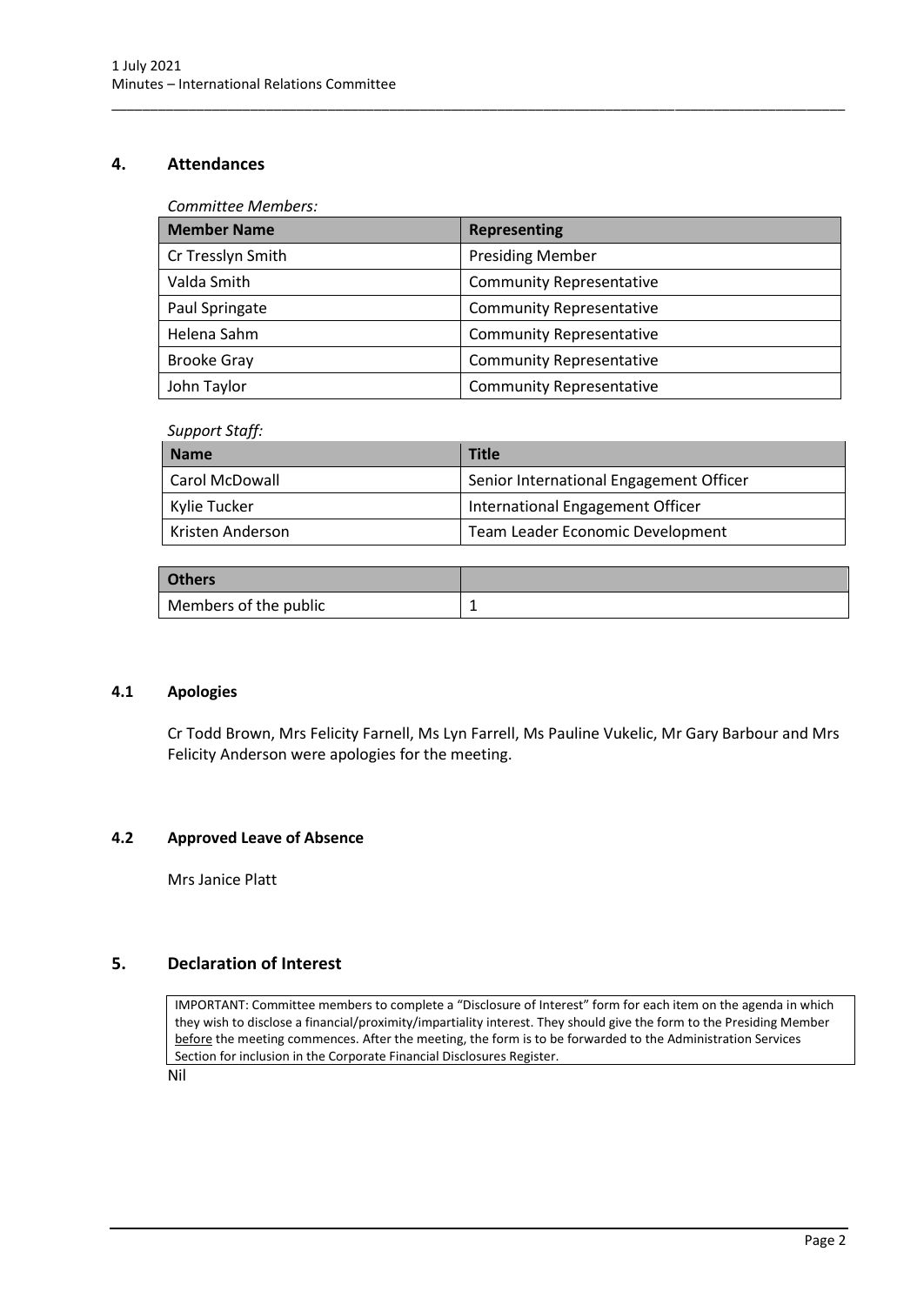## 4. Attendances

*Committee Members:*

| Member Name | Representing |
|---|---|
| Cr Tresslyn Smith | Presiding Member |
| Valda Smith | Community Representative |
| Paul Springate | Community Representative |
| Helena Sahm | Community Representative |
| Brooke Gray | Community Representative |
| John Taylor | Community Representative |

*Support Staff:*

| Name | Title |
|---|---|
| Carol McDowall | Senior International Engagement Officer |
| Kylie Tucker | International Engagement Officer |
| Kristen Anderson | Team Leader Economic Development |

| Others | |
|---|---|
| Members of the public | 1 |

### 4.1 Apologies

Cr Todd Brown, Mrs Felicity Farnell, Ms Lyn Farrell, Ms Pauline Vukelic, Mr Gary Barbour and Mrs Felicity Anderson were apologies for the meeting.

### 4.2 Approved Leave of Absence

Mrs Janice Platt

## 5. Declaration of Interest

IMPORTANT: Committee members to complete a "Disclosure of Interest" form for each item on the agenda in which they wish to disclose a financial/proximity/impartiality interest. They should give the form to the Presiding Member before the meeting commences. After the meeting, the form is to be forwarded to the Administration Services Section for inclusion in the Corporate Financial Disclosures Register.

Nil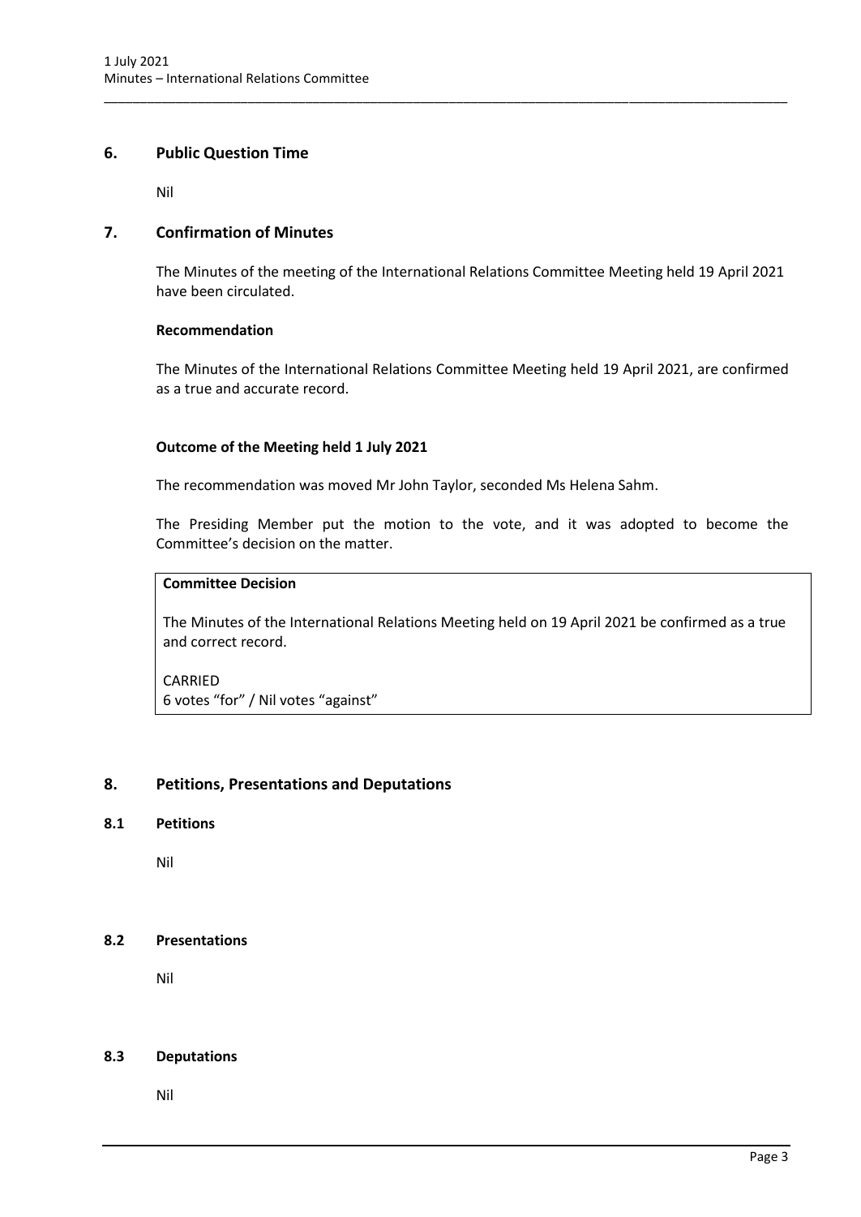## 6. Public Question Time

Nil

## 7. Confirmation of Minutes

The Minutes of the meeting of the International Relations Committee Meeting held 19 April 2021 have been circulated.

**Recommendation**

The Minutes of the International Relations Committee Meeting held 19 April 2021, are confirmed as a true and accurate record.

**Outcome of the Meeting held 1 July 2021**

The recommendation was moved Mr John Taylor, seconded Ms Helena Sahm.

The Presiding Member put the motion to the vote, and it was adopted to become the Committee's decision on the matter.

**Committee Decision**

The Minutes of the International Relations Meeting held on 19 April 2021 be confirmed as a true and correct record.

CARRIED
6 votes "for" / Nil votes "against"

## 8. Petitions, Presentations and Deputations

### 8.1 Petitions

Nil

### 8.2 Presentations

Nil

### 8.3 Deputations

Nil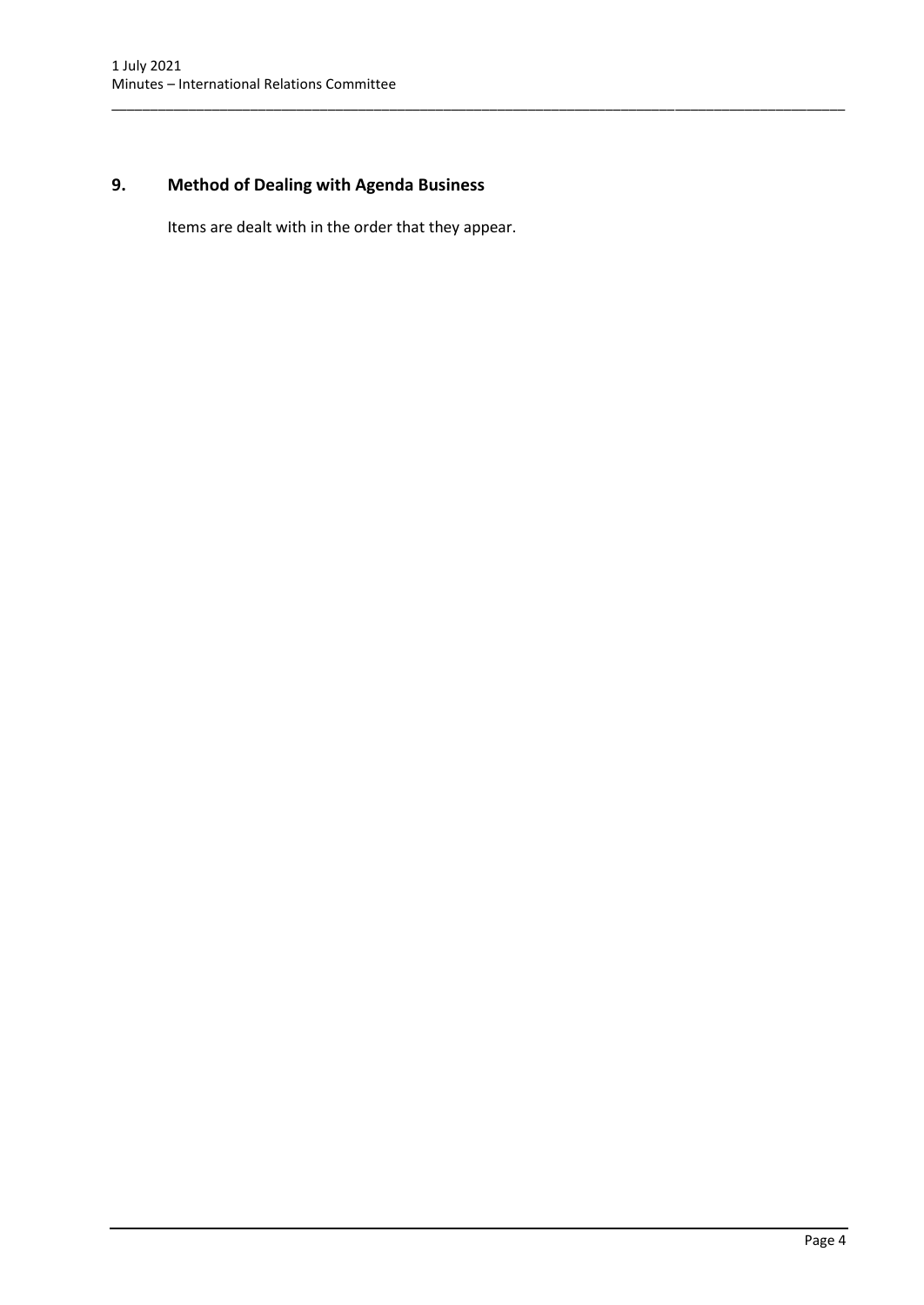## 9. Method of Dealing with Agenda Business

Items are dealt with in the order that they appear.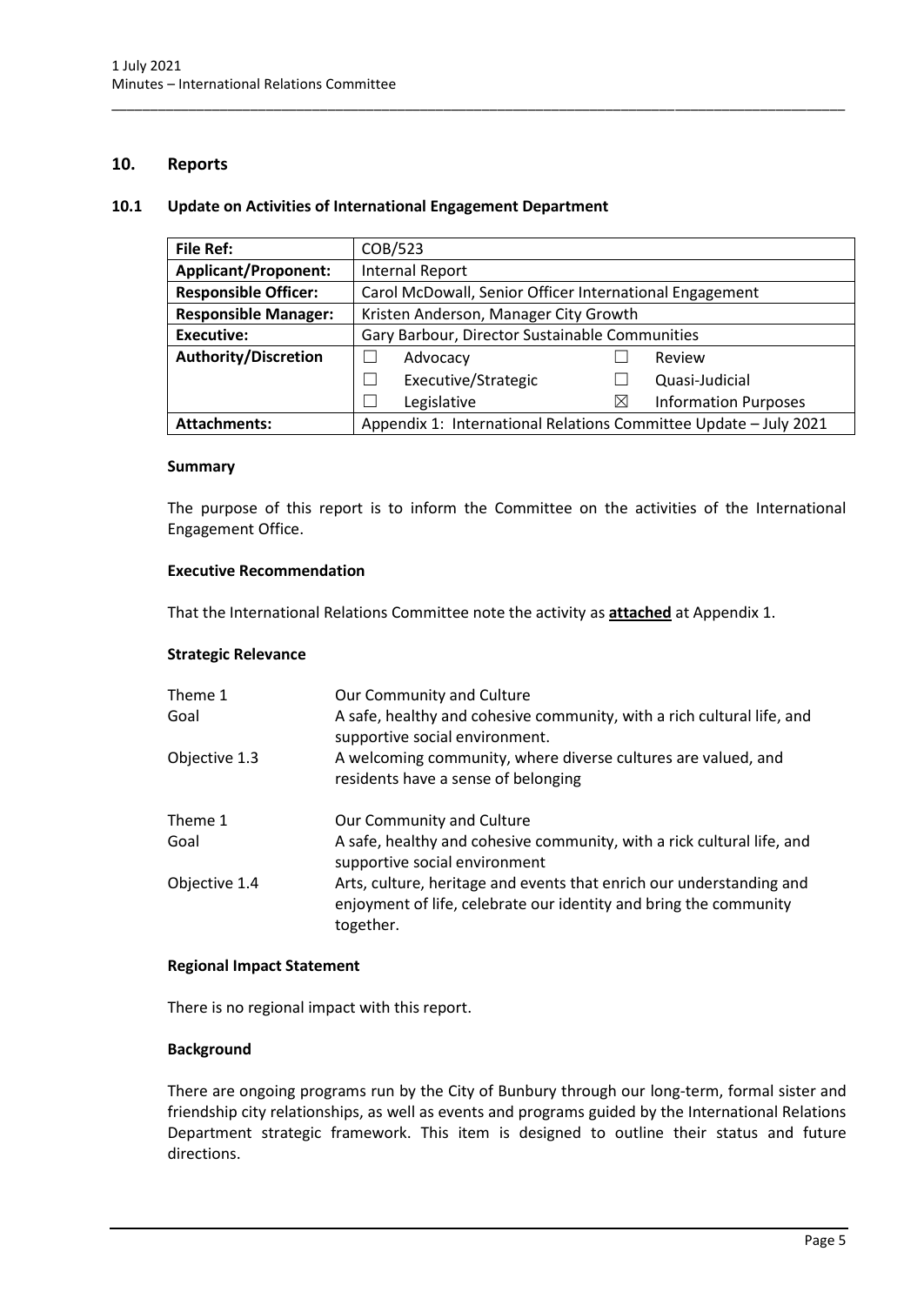## 10. Reports

### 10.1 Update on Activities of International Engagement Department

| | |
|---|---|
| **File Ref:** | COB/523 |
| **Applicant/Proponent:** | Internal Report |
| **Responsible Officer:** | Carol McDowall, Senior Officer International Engagement |
| **Responsible Manager:** | Kristen Anderson, Manager City Growth |
| **Executive:** | Gary Barbour, Director Sustainable Communities |
| **Authority/Discretion** | ☐ Advocacy ☐ Review<br>☐ Executive/Strategic ☐ Quasi-Judicial<br>☐ Legislative ☒ Information Purposes |
| **Attachments:** | Appendix 1: International Relations Committee Update – July 2021 |

#### Summary

The purpose of this report is to inform the Committee on the activities of the International Engagement Office.

#### Executive Recommendation

That the International Relations Committee note the activity as **attached** at Appendix 1.

#### Strategic Relevance

| | |
|---|---|
| Theme 1 | Our Community and Culture |
| Goal | A safe, healthy and cohesive community, with a rich cultural life, and supportive social environment. |
| Objective 1.3 | A welcoming community, where diverse cultures are valued, and residents have a sense of belonging |
| Theme 1 | Our Community and Culture |
| Goal | A safe, healthy and cohesive community, with a rick cultural life, and supportive social environment |
| Objective 1.4 | Arts, culture, heritage and events that enrich our understanding and enjoyment of life, celebrate our identity and bring the community together. |

#### Regional Impact Statement

There is no regional impact with this report.

#### Background

There are ongoing programs run by the City of Bunbury through our long-term, formal sister and friendship city relationships, as well as events and programs guided by the International Relations Department strategic framework. This item is designed to outline their status and future directions.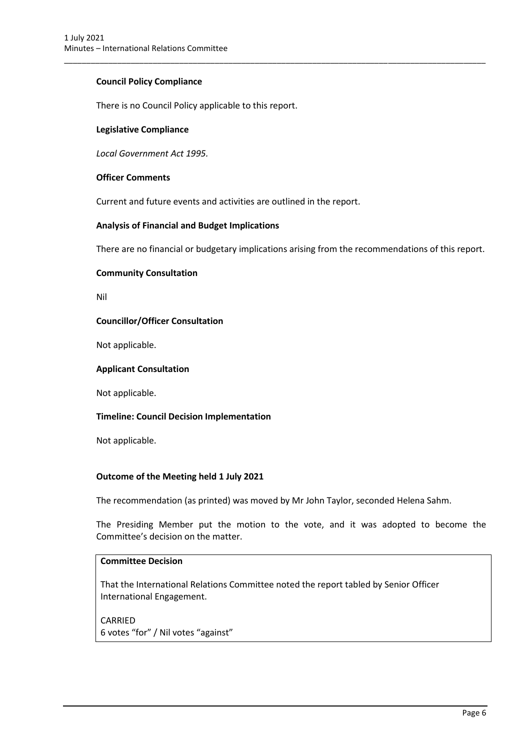**Council Policy Compliance**

There is no Council Policy applicable to this report.

**Legislative Compliance**

*Local Government Act 1995.*

**Officer Comments**

Current and future events and activities are outlined in the report.

**Analysis of Financial and Budget Implications**

There are no financial or budgetary implications arising from the recommendations of this report.

**Community Consultation**

Nil

**Councillor/Officer Consultation**

Not applicable.

**Applicant Consultation**

Not applicable.

**Timeline: Council Decision Implementation**

Not applicable.

**Outcome of the Meeting held 1 July 2021**

The recommendation (as printed) was moved by Mr John Taylor, seconded Helena Sahm.

The Presiding Member put the motion to the vote, and it was adopted to become the Committee's decision on the matter.

**Committee Decision**

That the International Relations Committee noted the report tabled by Senior Officer International Engagement.

CARRIED
6 votes "for" / Nil votes "against"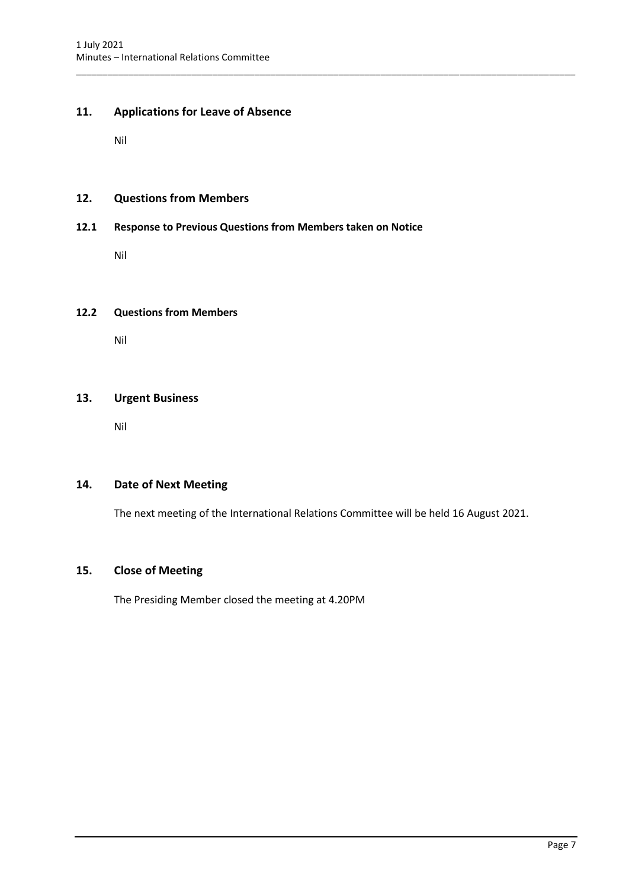## 11. Applications for Leave of Absence

Nil

## 12. Questions from Members

### 12.1 Response to Previous Questions from Members taken on Notice

Nil

### 12.2 Questions from Members

Nil

## 13. Urgent Business

Nil

## 14. Date of Next Meeting

The next meeting of the International Relations Committee will be held 16 August 2021.

## 15. Close of Meeting

The Presiding Member closed the meeting at 4.20PM